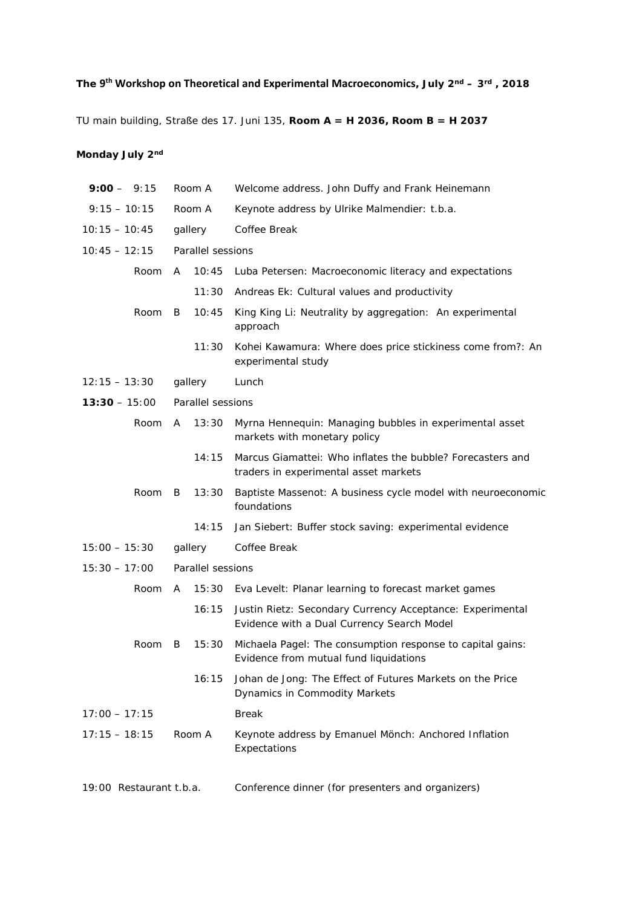**The 9th Workshop on Theoretical and Experimental Macroeconomics, July 2nd – 3rd, 2018**

TU main building, Straße des 17. Juni 135, **Room A = H 2036, Room B = H 2037**

**Monday July 2nd**

| Time | Room | | Event |
|---|---|---|---|
| **9:00** – 9:15 | Room A | | Welcome address. John Duffy and Frank Heinemann |
| 9:15 – 10:15 | Room A | | Keynote address by Ulrike Malmendier: t.b.a. |
| 10:15 – 10:45 | gallery | | Coffee Break |
| 10:45 – 12:15 | Parallel sessions | | |
| | Room A | 10:45 | Luba Petersen: Macroeconomic literacy and expectations |
| | | 11:30 | Andreas Ek: Cultural values and productivity |
| | Room B | 10:45 | King King Li: Neutrality by aggregation: An experimental approach |
| | | 11:30 | Kohei Kawamura: Where does price stickiness come from?: An experimental study |
| 12:15 – 13:30 | gallery | | Lunch |
| **13:30** – 15:00 | Parallel sessions | | |
| | Room A | 13:30 | Myrna Hennequin: Managing bubbles in experimental asset markets with monetary policy |
| | | 14:15 | Marcus Giamattei: Who inflates the bubble? Forecasters and traders in experimental asset markets |
| | Room B | 13:30 | Baptiste Massenot: A business cycle model with neuroeconomic foundations |
| | | 14:15 | Jan Siebert: Buffer stock saving: experimental evidence |
| 15:00 – 15:30 | gallery | | Coffee Break |
| 15:30 – 17:00 | Parallel sessions | | |
| | Room A | 15:30 | Eva Levelt: Planar learning to forecast market games |
| | | 16:15 | Justin Rietz: Secondary Currency Acceptance: Experimental Evidence with a Dual Currency Search Model |
| | Room B | 15:30 | Michaela Pagel: The consumption response to capital gains: Evidence from mutual fund liquidations |
| | | 16:15 | Johan de Jong: The Effect of Futures Markets on the Price Dynamics in Commodity Markets |
| 17:00 – 17:15 | | | Break |
| 17:15 – 18:15 | Room A | | Keynote address by Emanuel Mönch: Anchored Inflation Expectations |
| 19:00 | Restaurant t.b.a. | | Conference dinner (for presenters and organizers) |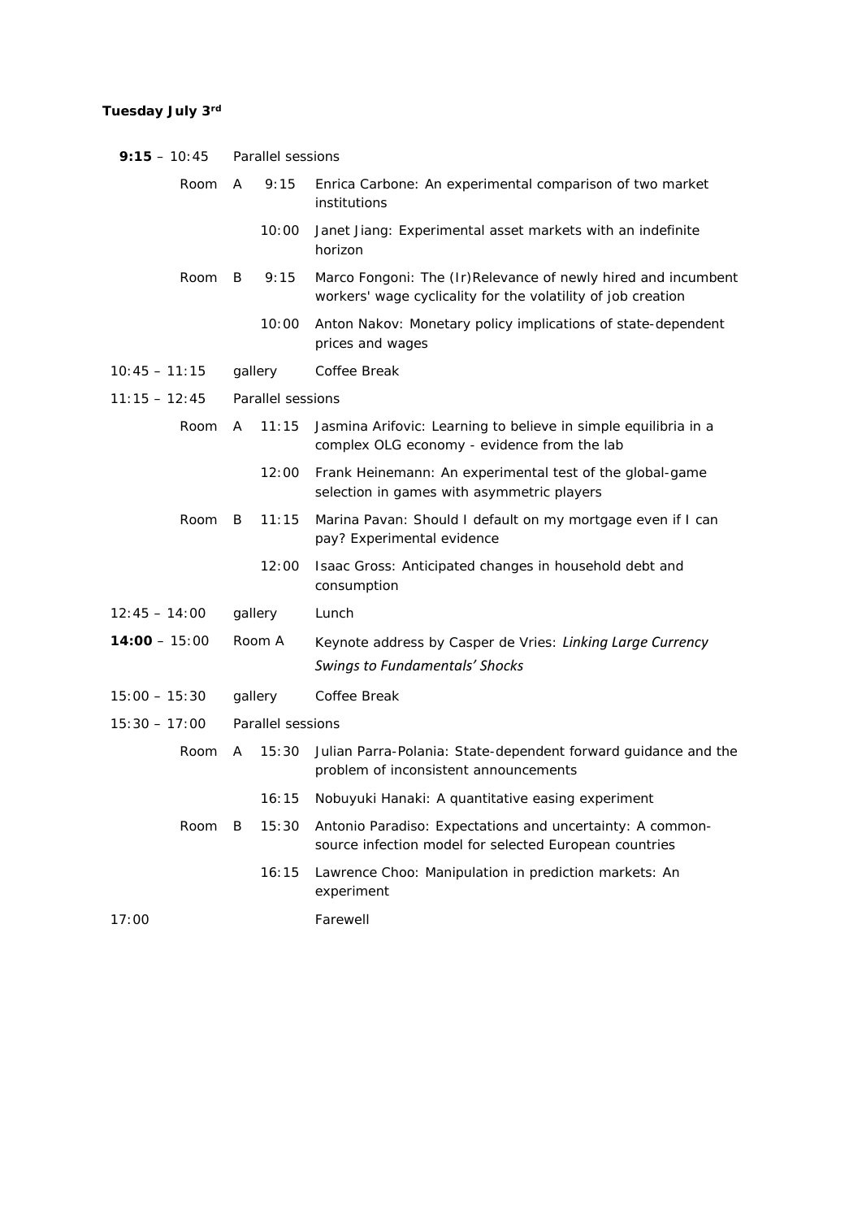**Tuesday July 3rd**

| | | | | |
|---|---|---|---|---|
| **9:15** – 10:45 | Parallel sessions | | | |
| | Room | A | 9:15 | Enrica Carbone: An experimental comparison of two market institutions |
| | | | 10:00 | Janet Jiang: Experimental asset markets with an indefinite horizon |
| | Room | B | 9:15 | Marco Fongoni: The (Ir)Relevance of newly hired and incumbent workers' wage cyclicality for the volatility of job creation |
| | | | 10:00 | Anton Nakov: Monetary policy implications of state-dependent prices and wages |
| 10:45 – 11:15 | gallery | | | Coffee Break |
| 11:15 – 12:45 | Parallel sessions | | | |
| | Room | A | 11:15 | Jasmina Arifovic: Learning to believe in simple equilibria in a complex OLG economy - evidence from the lab |
| | | | 12:00 | Frank Heinemann: An experimental test of the global-game selection in games with asymmetric players |
| | Room | B | 11:15 | Marina Pavan: Should I default on my mortgage even if I can pay? Experimental evidence |
| | | | 12:00 | Isaac Gross: Anticipated changes in household debt and consumption |
| 12:45 – 14:00 | gallery | | | Lunch |
| **14:00** – 15:00 | Room A | | | Keynote address by Casper de Vries: *Linking Large Currency Swings to Fundamentals' Shocks* |
| 15:00 – 15:30 | gallery | | | Coffee Break |
| 15:30 – 17:00 | Parallel sessions | | | |
| | Room | A | 15:30 | Julian Parra-Polania: State-dependent forward guidance and the problem of inconsistent announcements |
| | | | 16:15 | Nobuyuki Hanaki: A quantitative easing experiment |
| | Room | B | 15:30 | Antonio Paradiso: Expectations and uncertainty: A common-source infection model for selected European countries |
| | | | 16:15 | Lawrence Choo: Manipulation in prediction markets: An experiment |
| 17:00 | | | | Farewell |